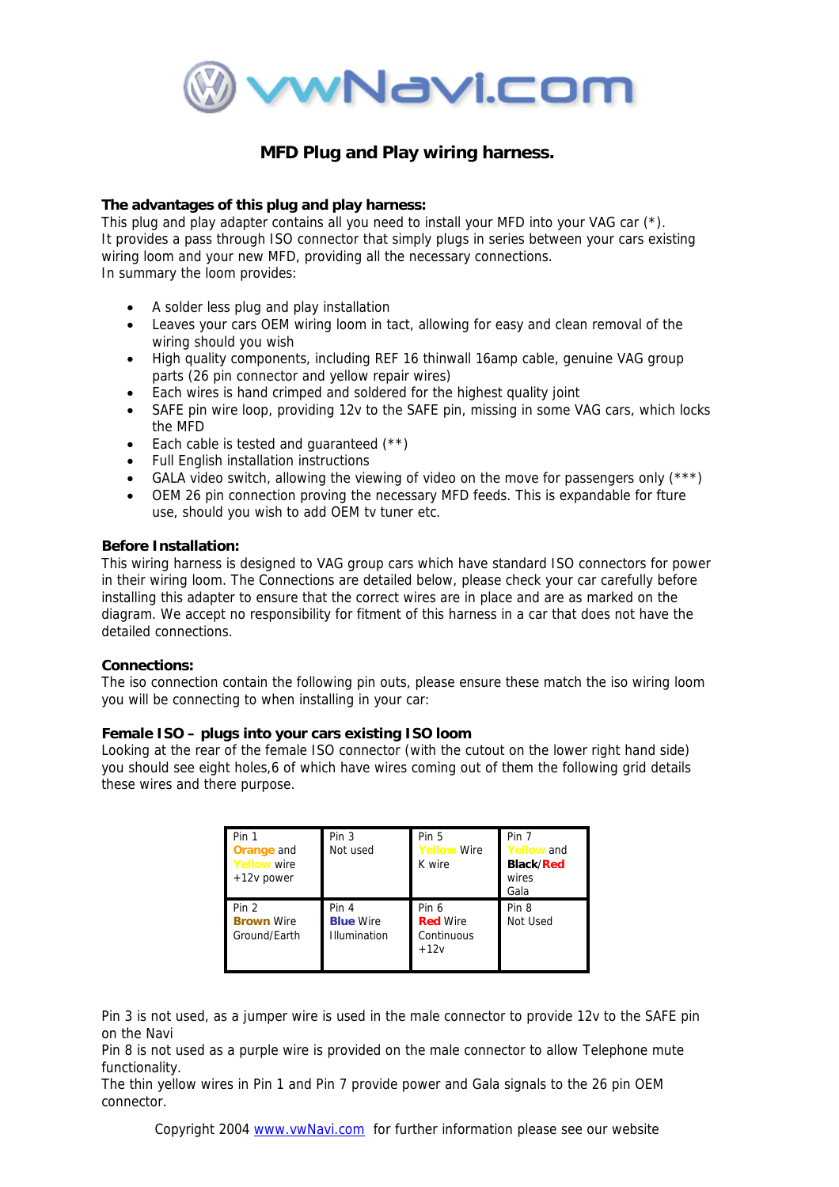vwNavi.com

## MFD Plug and Play wiring harness.

**The advantages of this plug and play harness:**
This plug and play adapter contains all you need to install your MFD into your VAG car (*).
It provides a pass through ISO connector that simply plugs in series between your cars existing wiring loom and your new MFD, providing all the necessary connections.
In summary the loom provides:

- A solder less plug and play installation
- Leaves your cars OEM wiring loom in tact, allowing for easy and clean removal of the wiring should you wish
- High quality components, including REF 16 thinwall 16amp cable, genuine VAG group parts (26 pin connector and yellow repair wires)
- Each wires is hand crimped and soldered for the highest quality joint
- SAFE pin wire loop, providing 12v to the SAFE pin, missing in some VAG cars, which locks the MFD
- Each cable is tested and guaranteed (**)
- Full English installation instructions
- GALA video switch, allowing the viewing of video on the move for passengers only (***)
- OEM 26 pin connection proving the necessary MFD feeds. This is expandable for fture use, should you wish to add OEM tv tuner etc.

**Before Installation:**
This wiring harness is designed to VAG group cars which have standard ISO connectors for power in their wiring loom. The Connections are detailed below, please check your car carefully before installing this adapter to ensure that the correct wires are in place and are as marked on the diagram. We accept no responsibility for fitment of this harness in a car that does not have the detailed connections.

**Connections:**
The iso connection contain the following pin outs, please ensure these match the iso wiring loom you will be connecting to when installing in your car:

**Female ISO – plugs into your cars existing ISO loom**
Looking at the rear of the female ISO connector (with the cutout on the lower right hand side) you should see eight holes,6 of which have wires coming out of them the following grid details these wires and there purpose.

| Pin 1 Orange and Yellow wire +12v power | Pin 3 Not used | Pin 5 Yellow Wire K wire | Pin 7 Yellow and Black/Red wires Gala |
|---|---|---|---|
| Pin 2 Brown Wire Ground/Earth | Pin 4 Blue Wire Illumination | Pin 6 Red Wire Continuous +12v | Pin 8 Not Used |

Pin 3 is not used, as a jumper wire is used in the male connector to provide 12v to the SAFE pin on the Navi
Pin 8 is not used as a purple wire is provided on the male connector to allow Telephone mute functionality.
The thin yellow wires in Pin 1 and Pin 7 provide power and Gala signals to the 26 pin OEM connector.

Copyright 2004 www.vwNavi.com for further information please see our website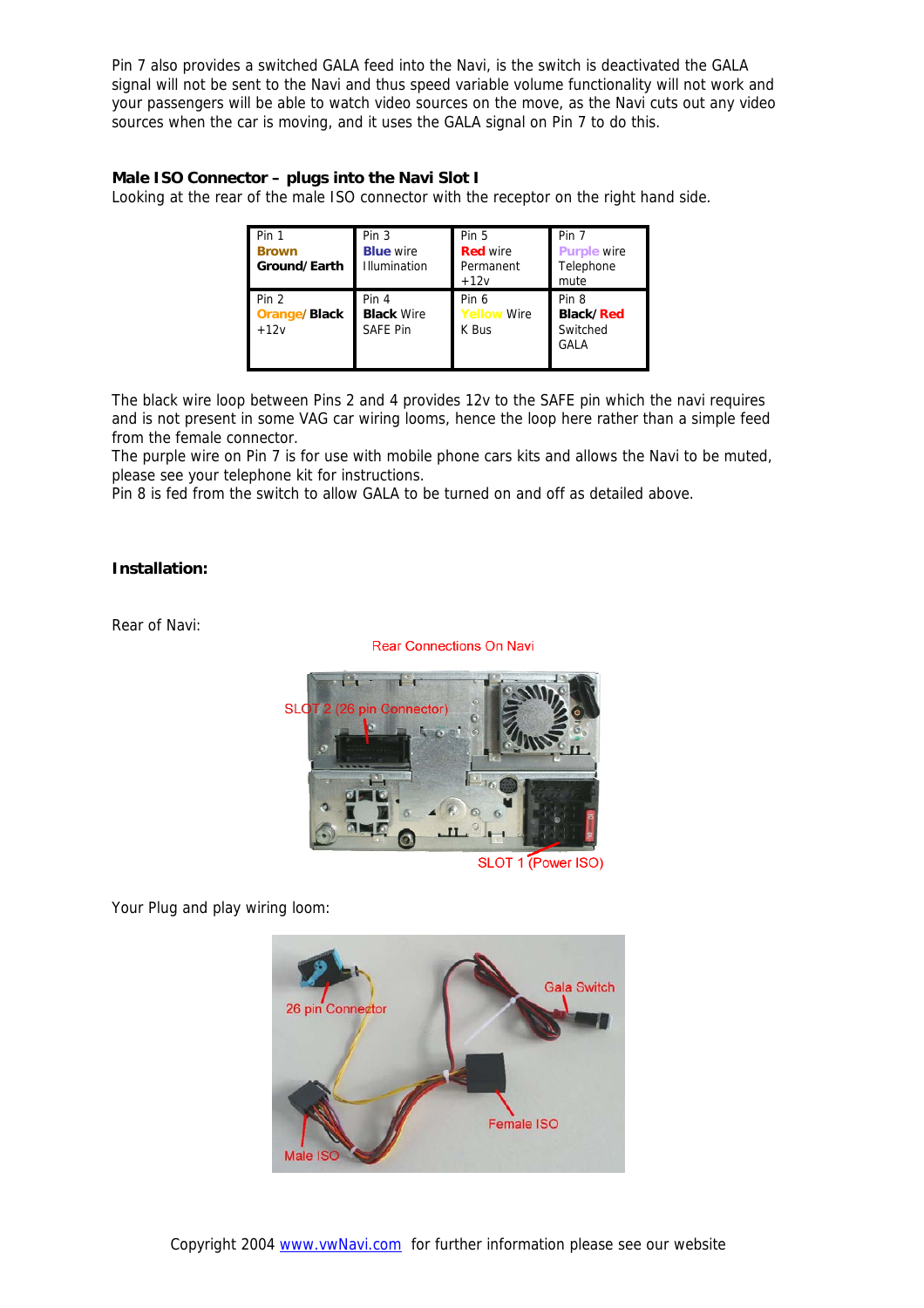Pin 7 also provides a switched GALA feed into the Navi, is the switch is deactivated the GALA signal will not be sent to the Navi and thus speed variable volume functionality will not work and your passengers will be able to watch video sources on the move, as the Navi cuts out any video sources when the car is moving, and it uses the GALA signal on Pin 7 to do this.

**Male ISO Connector – plugs into the Navi Slot I**

Looking at the rear of the male ISO connector with the receptor on the right hand side.

| Pin 1 **Brown** **Ground/Earth** | Pin 3 **Blue** wire Illumination | Pin 5 **Red** wire Permanent +12v | Pin 7 **Purple** wire Telephone mute |
|---|---|---|---|
| Pin 2 **Orange/Black** +12v | Pin 4 **Black** Wire SAFE Pin | Pin 6 **Yellow** Wire K Bus | Pin 8 **Black/Red** Switched GALA |

The black wire loop between Pins 2 and 4 provides 12v to the SAFE pin which the navi requires and is not present in some VAG car wiring looms, hence the loop here rather than a simple feed from the female connector.

The purple wire on Pin 7 is for use with mobile phone cars kits and allows the Navi to be muted, please see your telephone kit for instructions.

Pin 8 is fed from the switch to allow GALA to be turned on and off as detailed above.

**Installation:**

Rear of Navi:

Rear Connections On Navi

SLOT 2 (26 pin Connector)

SLOT 1 (Power ISO)

Your Plug and play wiring loom:

26 pin Connector

Gala Switch

Female ISO

Male ISO

Copyright 2004 www.vwNavi.com for further information please see our website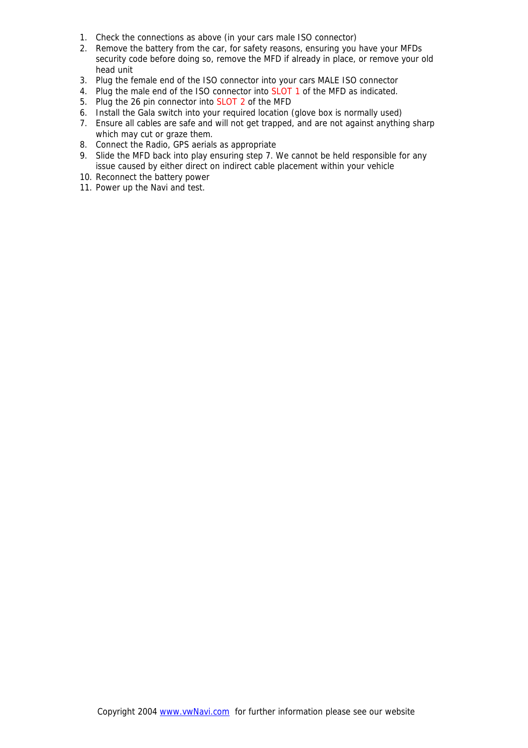1. Check the connections as above (in your cars male ISO connector)
2. Remove the battery from the car, for safety reasons, ensuring you have your MFDs security code before doing so, remove the MFD if already in place, or remove your old head unit
3. Plug the female end of the ISO connector into your cars MALE ISO connector
4. Plug the male end of the ISO connector into SLOT 1 of the MFD as indicated.
5. Plug the 26 pin connector into SLOT 2 of the MFD
6. Install the Gala switch into your required location (glove box is normally used)
7. Ensure all cables are safe and will not get trapped, and are not against anything sharp which may cut or graze them.
8. Connect the Radio, GPS aerials as appropriate
9. Slide the MFD back into play ensuring step 7. We cannot be held responsible for any issue caused by either direct on indirect cable placement within your vehicle
10. Reconnect the battery power
11. Power up the Navi and test.

Copyright 2004 www.vwNavi.com for further information please see our website